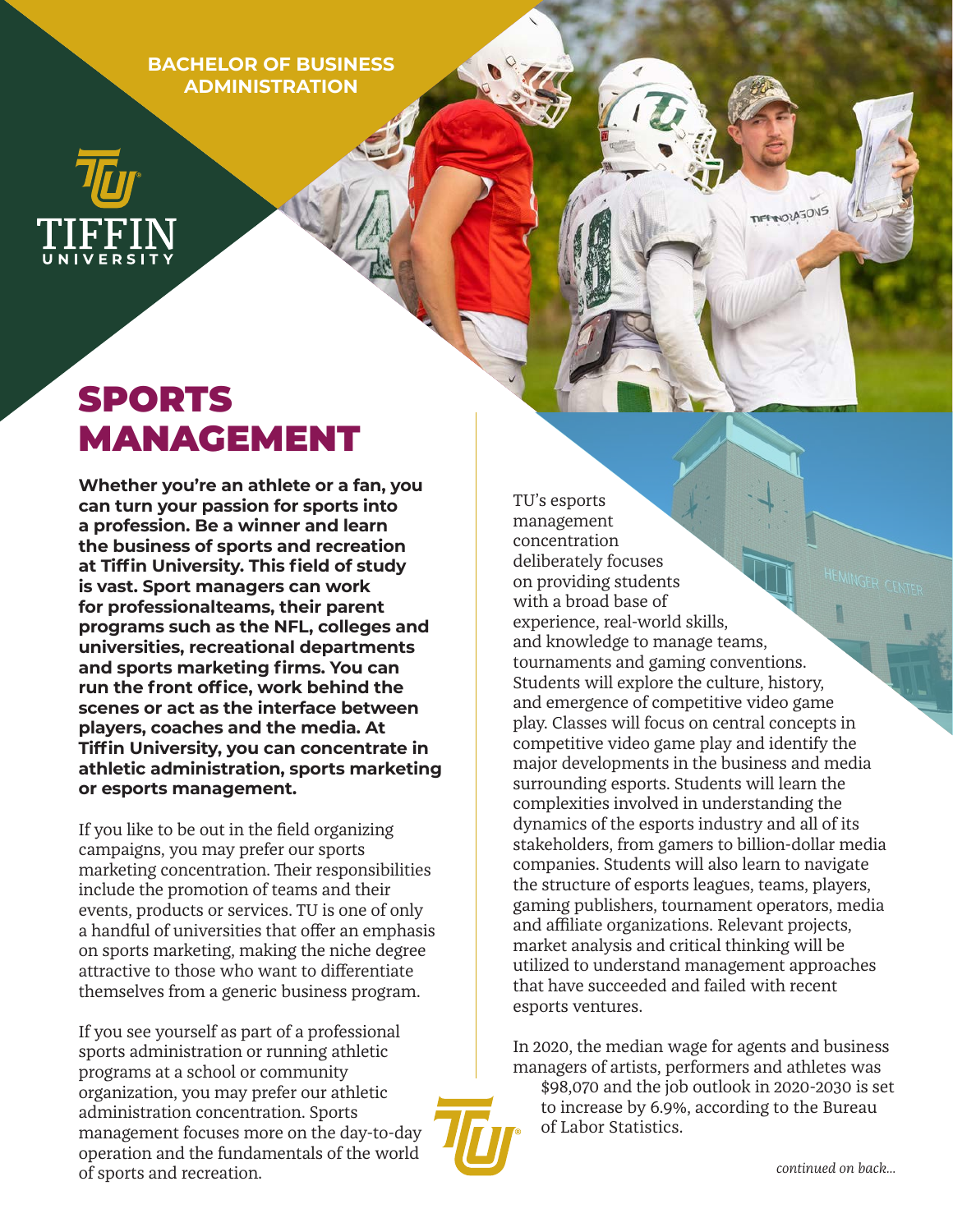BACHELOR OF BUSINESS ADMINISTRATION

# SPORTS MANAGEMENT

**Whether you're an athlete or a fan, you can turn your passion for sports into a profession. Be a winner and learn the business of sports and recreation at Tiffin University. This field of study is vast. Sport managers can work for professionalteams, their parent programs such as the NFL, colleges and universities, recreational departments and sports marketing firms. You can run the front office, work behind the scenes or act as the interface between players, coaches and the media. At Tiffin University, you can concentrate in athletic administration, sports marketing or esports management.**

If you like to be out in the field organizing campaigns, you may prefer our sports marketing concentration. Their responsibilities include the promotion of teams and their events, products or services. TU is one of only a handful of universities that offer an emphasis on sports marketing, making the niche degree attractive to those who want to differentiate themselves from a generic business program.

If you see yourself as part of a professional sports administration or running athletic programs at a school or community organization, you may prefer our athletic administration concentration. Sports management focuses more on the day-to-day operation and the fundamentals of the world of sports and recreation.

TU's esports management concentration deliberately focuses on providing students with a broad base of experience, real-world skills, and knowledge to manage teams, tournaments and gaming conventions. Students will explore the culture, history, and emergence of competitive video game play. Classes will focus on central concepts in competitive video game play and identify the major developments in the business and media surrounding esports. Students will learn the complexities involved in understanding the dynamics of the esports industry and all of its stakeholders, from gamers to billion-dollar media companies. Students will also learn to navigate the structure of esports leagues, teams, players, gaming publishers, tournament operators, media and affiliate organizations. Relevant projects, market analysis and critical thinking will be utilized to understand management approaches that have succeeded and failed with recent esports ventures.

In 2020, the median wage for agents and business managers of artists, performers and athletes was $98,070 and the job outlook in 2020-2030 is set to increase by 6.9%, according to the Bureau of Labor Statistics.

*continued on back...*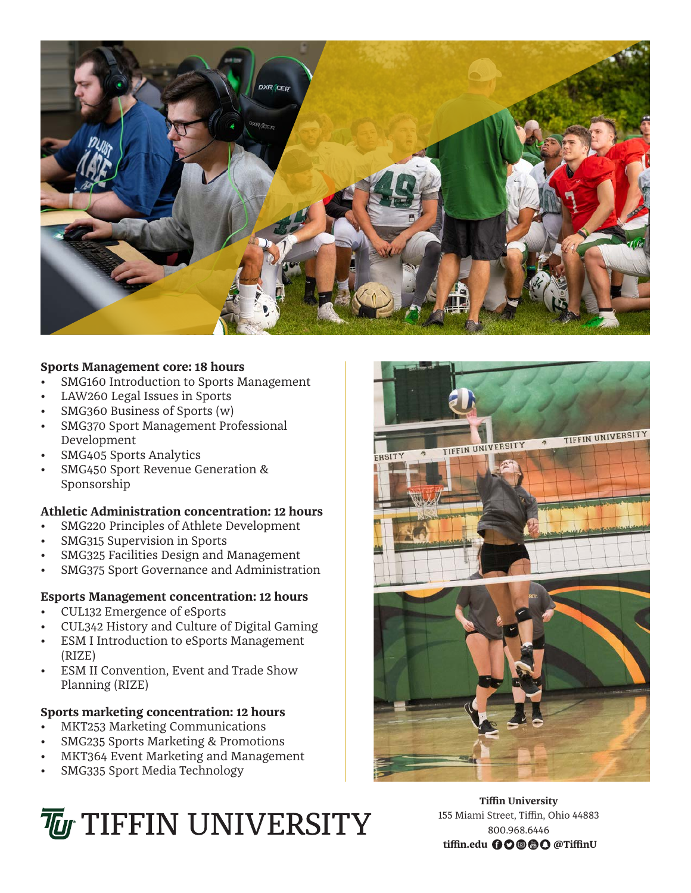**Sports Management core: 18 hours**

- SMG160 Introduction to Sports Management
- LAW260 Legal Issues in Sports
- SMG360 Business of Sports (w)
- SMG370 Sport Management Professional Development
- SMG405 Sports Analytics
- SMG450 Sport Revenue Generation & Sponsorship

**Athletic Administration concentration: 12 hours**

- SMG220 Principles of Athlete Development
- SMG315 Supervision in Sports
- SMG325 Facilities Design and Management
- SMG375 Sport Governance and Administration

**Esports Management concentration: 12 hours**

- CUL132 Emergence of eSports
- CUL342 History and Culture of Digital Gaming
- ESM I Introduction to eSports Management (RIZE)
- ESM II Convention, Event and Trade Show Planning (RIZE)

**Sports marketing concentration: 12 hours**

- MKT253 Marketing Communications
- SMG235 Sports Marketing & Promotions
- MKT364 Event Marketing and Management
- SMG335 Sport Media Technology

TIFFIN UNIVERSITY

**Tiffin University**
155 Miami Street, Tiffin, Ohio 44883
800.968.6446
**tiffin.edu** **@TiffinU**